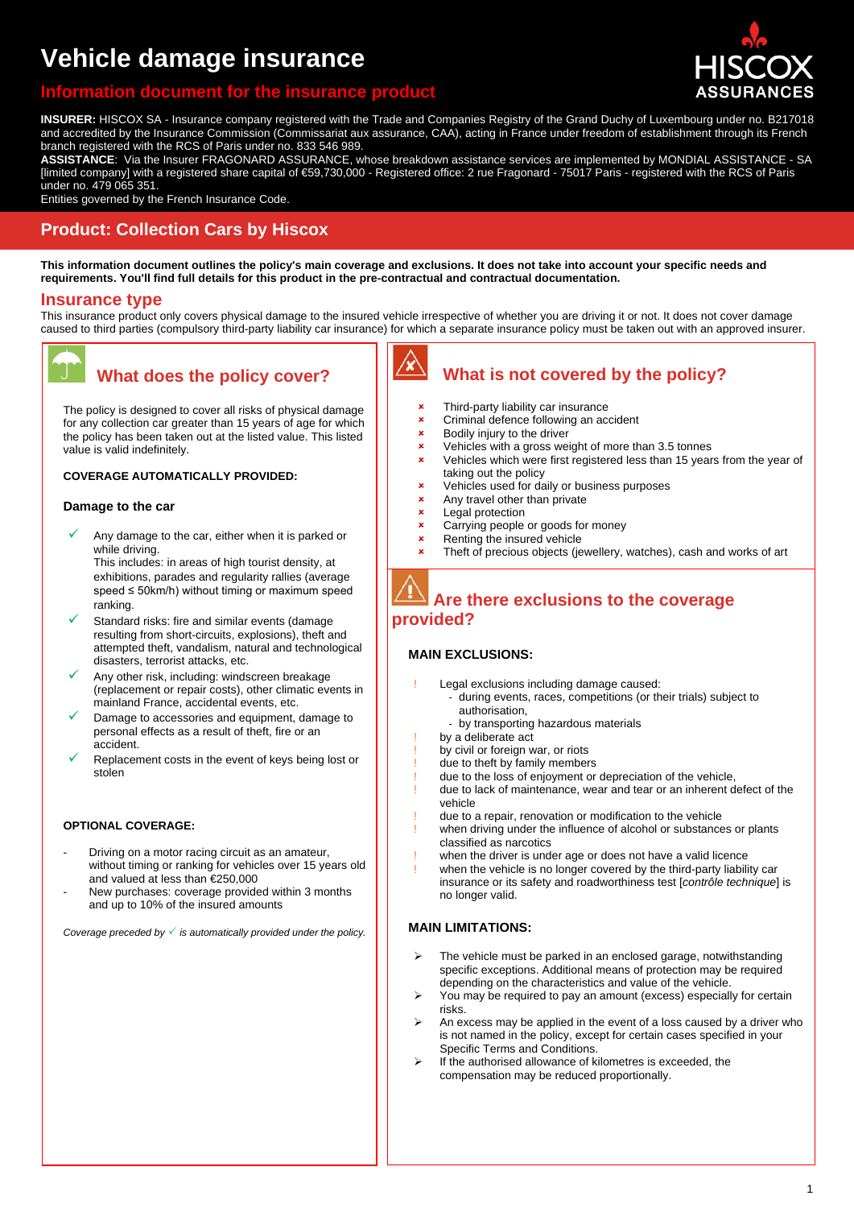# Vehicle damage insurance

## Information document for the insurance product

**INSURER:** HISCOX SA - Insurance company registered with the Trade and Companies Registry of the Grand Duchy of Luxembourg under no. B217018 and accredited by the Insurance Commission (Commissariat aux assurance, CAA), acting in France under freedom of establishment through its French branch registered with the RCS of Paris under no. 833 546 989.

**ASSISTANCE**: Via the Insurer FRAGONARD ASSURANCE, whose breakdown assistance services are implemented by MONDIAL ASSISTANCE - SA [limited company] with a registered share capital of €59,730,000 - Registered office: 2 rue Fragonard - 75017 Paris - registered with the RCS of Paris under no. 479 065 351.

Entities governed by the French Insurance Code.

## Product: Collection Cars by Hiscox

**This information document outlines the policy's main coverage and exclusions. It does not take into account your specific needs and requirements. You'll find full details for this product in the pre-contractual and contractual documentation.**

## Insurance type

This insurance product only covers physical damage to the insured vehicle irrespective of whether you are driving it or not. It does not cover damage caused to third parties (compulsory third-party liability car insurance) for which a separate insurance policy must be taken out with an approved insurer.

## What does the policy cover?

The policy is designed to cover all risks of physical damage for any collection car greater than 15 years of age for which the policy has been taken out at the listed value. This listed value is valid indefinitely.

**COVERAGE AUTOMATICALLY PROVIDED:**

**Damage to the car**

- ✓ Any damage to the car, either when it is parked or while driving.
  This includes: in areas of high tourist density, at exhibitions, parades and regularity rallies (average speed ≤ 50km/h) without timing or maximum speed ranking.
- ✓ Standard risks: fire and similar events (damage resulting from short-circuits, explosions), theft and attempted theft, vandalism, natural and technological disasters, terrorist attacks, etc.
- ✓ Any other risk, including: windscreen breakage (replacement or repair costs), other climatic events in mainland France, accidental events, etc.
- ✓ Damage to accessories and equipment, damage to personal effects as a result of theft, fire or an accident.
- ✓ Replacement costs in the event of keys being lost or stolen

**OPTIONAL COVERAGE:**

- Driving on a motor racing circuit as an amateur, without timing or ranking for vehicles over 15 years old and valued at less than €250,000
- New purchases: coverage provided within 3 months and up to 10% of the insured amounts

*Coverage preceded by ✓ is automatically provided under the policy.*

## What is not covered by the policy?

- ✗ Third-party liability car insurance
- ✗ Criminal defence following an accident
- ✗ Bodily injury to the driver
- ✗ Vehicles with a gross weight of more than 3.5 tonnes
- ✗ Vehicles which were first registered less than 15 years from the year of taking out the policy
- ✗ Vehicles used for daily or business purposes
- ✗ Any travel other than private
- ✗ Legal protection
- ✗ Carrying people or goods for money
- ✗ Renting the insured vehicle
- ✗ Theft of precious objects (jewellery, watches), cash and works of art

## Are there exclusions to the coverage provided?

**MAIN EXCLUSIONS:**

- ! Legal exclusions including damage caused:
  - during events, races, competitions (or their trials) subject to authorisation,
  - by transporting hazardous materials
- ! by a deliberate act
- ! by civil or foreign war, or riots
- ! due to theft by family members
- ! due to the loss of enjoyment or depreciation of the vehicle,
- ! due to lack of maintenance, wear and tear or an inherent defect of the vehicle
- ! due to a repair, renovation or modification to the vehicle
- ! when driving under the influence of alcohol or substances or plants classified as narcotics
- ! when the driver is under age or does not have a valid licence
- ! when the vehicle is no longer covered by the third-party liability car insurance or its safety and roadworthiness test [*contrôle technique*] is no longer valid.

**MAIN LIMITATIONS:**

- ➢ The vehicle must be parked in an enclosed garage, notwithstanding specific exceptions. Additional means of protection may be required depending on the characteristics and value of the vehicle.
- ➢ You may be required to pay an amount (excess) especially for certain risks.
- ➢ An excess may be applied in the event of a loss caused by a driver who is not named in the policy, except for certain cases specified in your Specific Terms and Conditions.
- ➢ If the authorised allowance of kilometres is exceeded, the compensation may be reduced proportionally.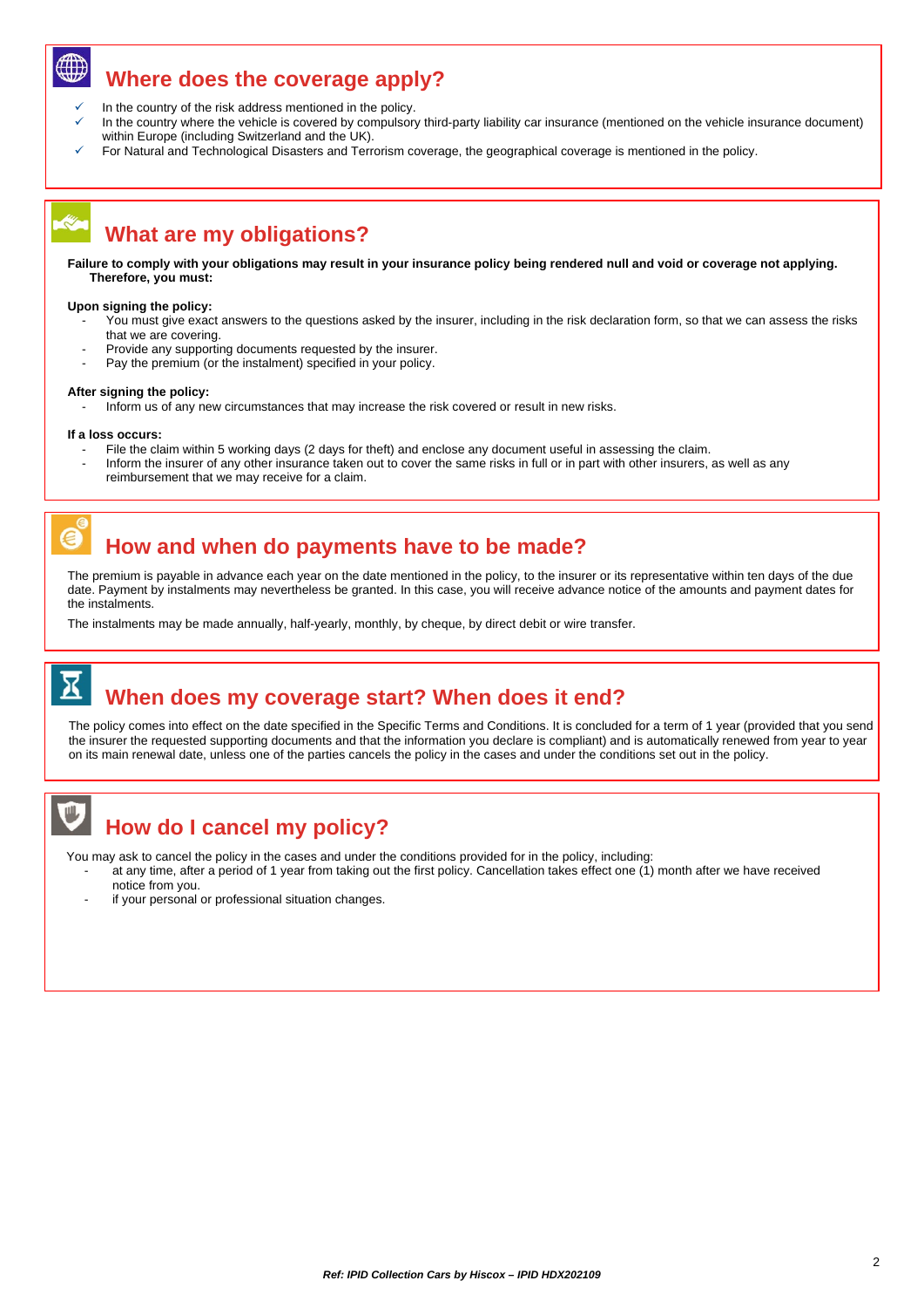## Where does the coverage apply?

- ✓ In the country of the risk address mentioned in the policy.
- ✓ In the country where the vehicle is covered by compulsory third-party liability car insurance (mentioned on the vehicle insurance document) within Europe (including Switzerland and the UK).
- ✓ For Natural and Technological Disasters and Terrorism coverage, the geographical coverage is mentioned in the policy.

## What are my obligations?

**Failure to comply with your obligations may result in your insurance policy being rendered null and void or coverage not applying. Therefore, you must:**

**Upon signing the policy:**

- You must give exact answers to the questions asked by the insurer, including in the risk declaration form, so that we can assess the risks that we are covering.
- Provide any supporting documents requested by the insurer.
- Pay the premium (or the instalment) specified in your policy.

**After signing the policy:**

- Inform us of any new circumstances that may increase the risk covered or result in new risks.

**If a loss occurs:**

- File the claim within 5 working days (2 days for theft) and enclose any document useful in assessing the claim.
- Inform the insurer of any other insurance taken out to cover the same risks in full or in part with other insurers, as well as any reimbursement that we may receive for a claim.

## How and when do payments have to be made?

The premium is payable in advance each year on the date mentioned in the policy, to the insurer or its representative within ten days of the due date. Payment by instalments may nevertheless be granted. In this case, you will receive advance notice of the amounts and payment dates for the instalments.

The instalments may be made annually, half-yearly, monthly, by cheque, by direct debit or wire transfer.

## When does my coverage start? When does it end?

The policy comes into effect on the date specified in the Specific Terms and Conditions. It is concluded for a term of 1 year (provided that you send the insurer the requested supporting documents and that the information you declare is compliant) and is automatically renewed from year to year on its main renewal date, unless one of the parties cancels the policy in the cases and under the conditions set out in the policy.

## How do I cancel my policy?

You may ask to cancel the policy in the cases and under the conditions provided for in the policy, including:

- at any time, after a period of 1 year from taking out the first policy. Cancellation takes effect one (1) month after we have received notice from you.
- if your personal or professional situation changes.

*Ref: IPID Collection Cars by Hiscox – IPID HDX202109*